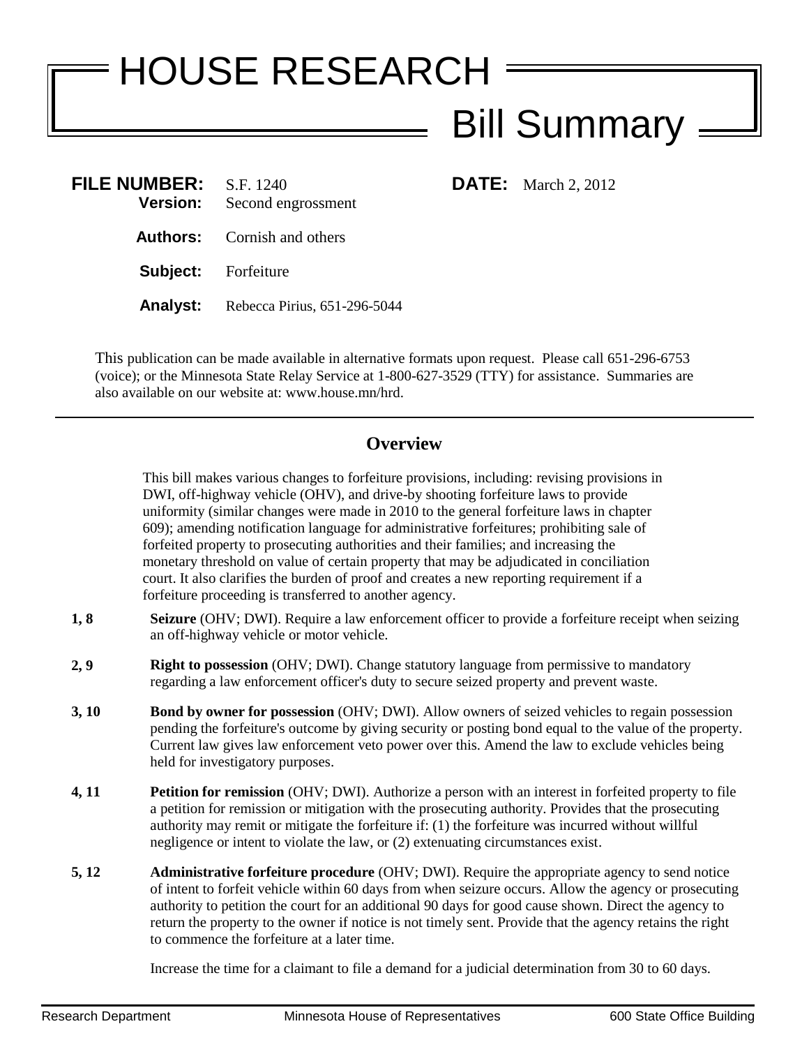# HOUSE RESEARCH

## Bill Summary

**FILE NUMBER:** S.F. 1240
**Version:** Second engrossment

**DATE:** March 2, 2012

**Authors:** Cornish and others

**Subject:** Forfeiture

**Analyst:** Rebecca Pirius, 651-296-5044

This publication can be made available in alternative formats upon request. Please call 651-296-6753 (voice); or the Minnesota State Relay Service at 1-800-627-3529 (TTY) for assistance. Summaries are also available on our website at: www.house.mn/hrd.

---

## Overview

This bill makes various changes to forfeiture provisions, including: revising provisions in DWI, off-highway vehicle (OHV), and drive-by shooting forfeiture laws to provide uniformity (similar changes were made in 2010 to the general forfeiture laws in chapter 609); amending notification language for administrative forfeitures; prohibiting sale of forfeited property to prosecuting authorities and their families; and increasing the monetary threshold on value of certain property that may be adjudicated in conciliation court. It also clarifies the burden of proof and creates a new reporting requirement if a forfeiture proceeding is transferred to another agency.

**1, 8** **Seizure** (OHV; DWI). Require a law enforcement officer to provide a forfeiture receipt when seizing an off-highway vehicle or motor vehicle.

**2, 9** **Right to possession** (OHV; DWI). Change statutory language from permissive to mandatory regarding a law enforcement officer's duty to secure seized property and prevent waste.

**3, 10** **Bond by owner for possession** (OHV; DWI). Allow owners of seized vehicles to regain possession pending the forfeiture's outcome by giving security or posting bond equal to the value of the property. Current law gives law enforcement veto power over this. Amend the law to exclude vehicles being held for investigatory purposes.

**4, 11** **Petition for remission** (OHV; DWI). Authorize a person with an interest in forfeited property to file a petition for remission or mitigation with the prosecuting authority. Provides that the prosecuting authority may remit or mitigate the forfeiture if: (1) the forfeiture was incurred without willful negligence or intent to violate the law, or (2) extenuating circumstances exist.

**5, 12** **Administrative forfeiture procedure** (OHV; DWI). Require the appropriate agency to send notice of intent to forfeit vehicle within 60 days from when seizure occurs. Allow the agency or prosecuting authority to petition the court for an additional 90 days for good cause shown. Direct the agency to return the property to the owner if notice is not timely sent. Provide that the agency retains the right to commence the forfeiture at a later time.

Increase the time for a claimant to file a demand for a judicial determination from 30 to 60 days.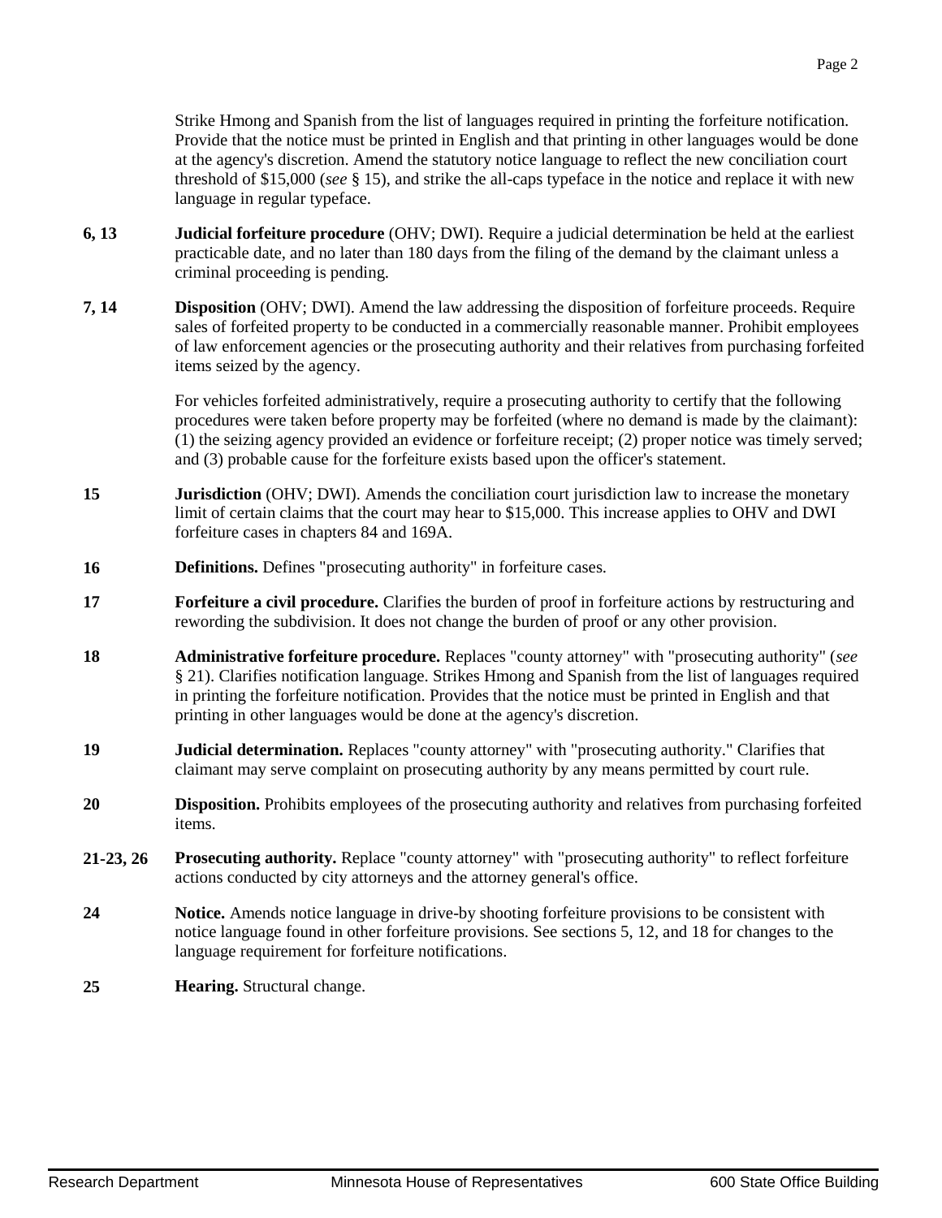Strike Hmong and Spanish from the list of languages required in printing the forfeiture notification. Provide that the notice must be printed in English and that printing in other languages would be done at the agency's discretion. Amend the statutory notice language to reflect the new conciliation court threshold of $15,000 (*see* § 15), and strike the all-caps typeface in the notice and replace it with new language in regular typeface.

| | |
|---|---|
| **6, 13** | **Judicial forfeiture procedure** (OHV; DWI). Require a judicial determination be held at the earliest practicable date, and no later than 180 days from the filing of the demand by the claimant unless a criminal proceeding is pending. |
| **7, 14** | **Disposition** (OHV; DWI). Amend the law addressing the disposition of forfeiture proceeds. Require sales of forfeited property to be conducted in a commercially reasonable manner. Prohibit employees of law enforcement agencies or the prosecuting authority and their relatives from purchasing forfeited items seized by the agency.<br><br>For vehicles forfeited administratively, require a prosecuting authority to certify that the following procedures were taken before property may be forfeited (where no demand is made by the claimant): (1) the seizing agency provided an evidence or forfeiture receipt; (2) proper notice was timely served; and (3) probable cause for the forfeiture exists based upon the officer's statement. |
| **15** | **Jurisdiction** (OHV; DWI). Amends the conciliation court jurisdiction law to increase the monetary limit of certain claims that the court may hear to $15,000. This increase applies to OHV and DWI forfeiture cases in chapters 84 and 169A. |
| **16** | **Definitions.** Defines "prosecuting authority" in forfeiture cases. |
| **17** | **Forfeiture a civil procedure.** Clarifies the burden of proof in forfeiture actions by restructuring and rewording the subdivision. It does not change the burden of proof or any other provision. |
| **18** | **Administrative forfeiture procedure.** Replaces "county attorney" with "prosecuting authority" (*see* § 21). Clarifies notification language. Strikes Hmong and Spanish from the list of languages required in printing the forfeiture notification. Provides that the notice must be printed in English and that printing in other languages would be done at the agency's discretion. |
| **19** | **Judicial determination.** Replaces "county attorney" with "prosecuting authority." Clarifies that claimant may serve complaint on prosecuting authority by any means permitted by court rule. |
| **20** | **Disposition.** Prohibits employees of the prosecuting authority and relatives from purchasing forfeited items. |
| **21-23, 26** | **Prosecuting authority.** Replace "county attorney" with "prosecuting authority" to reflect forfeiture actions conducted by city attorneys and the attorney general's office. |
| **24** | **Notice.** Amends notice language in drive-by shooting forfeiture provisions to be consistent with notice language found in other forfeiture provisions. See sections 5, 12, and 18 for changes to the language requirement for forfeiture notifications. |
| **25** | **Hearing.** Structural change. |